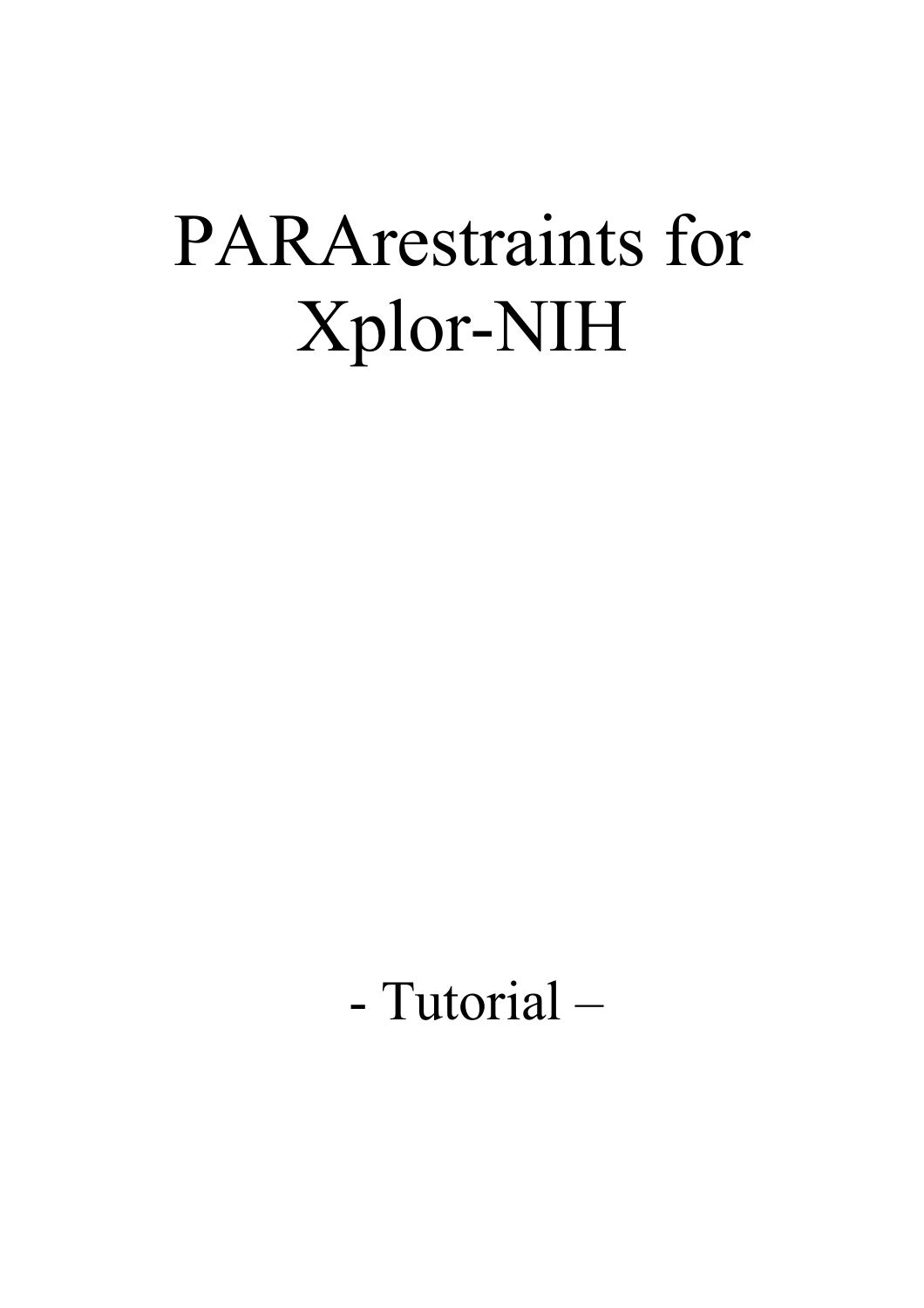# PARArestraints for Xplor-NIH

- Tutorial –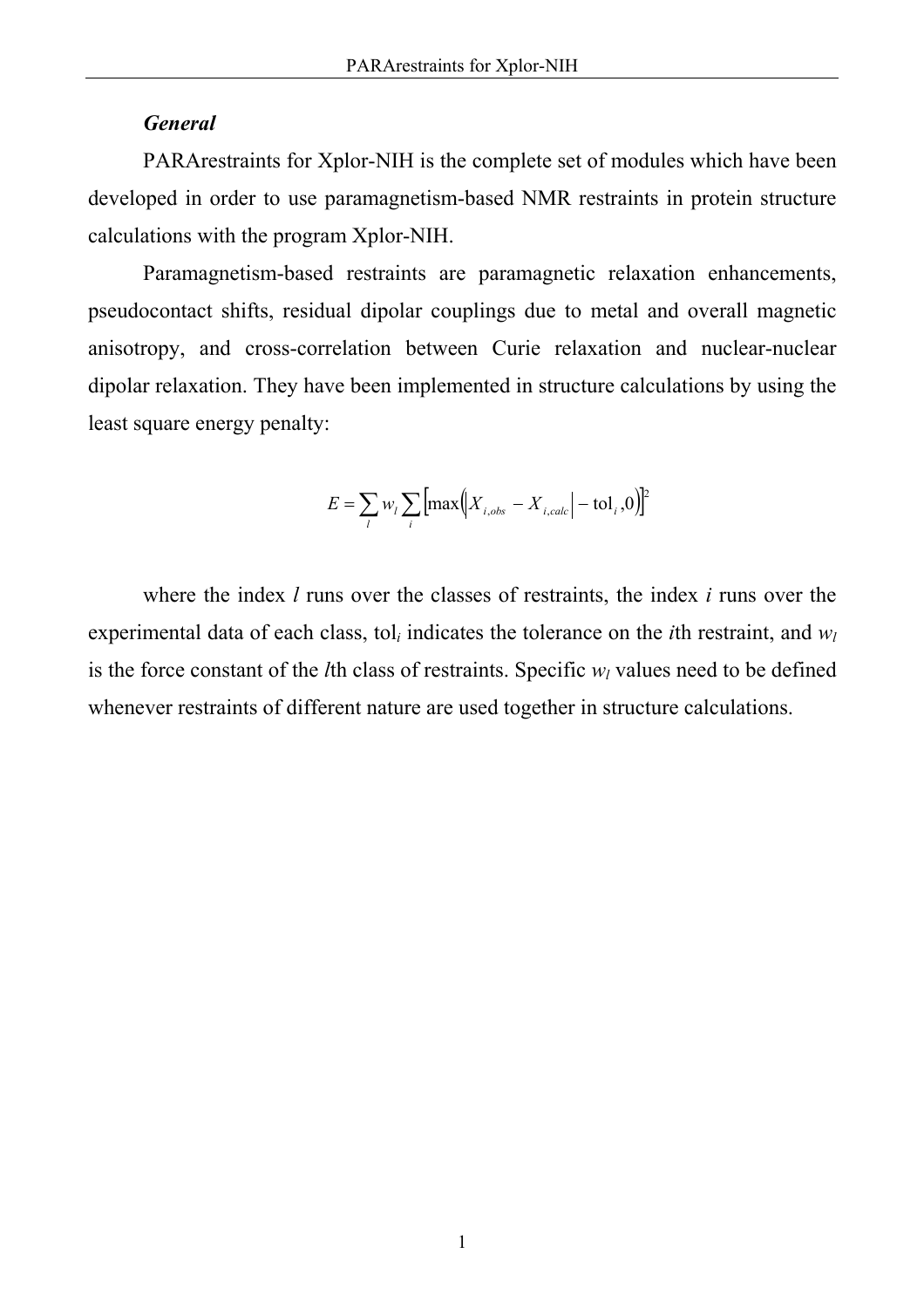### *General*

PARArestraints for Xplor-NIH is the complete set of modules which have been developed in order to use paramagnetism-based NMR restraints in protein structure calculations with the program Xplor-NIH.

Paramagnetism-based restraints are paramagnetic relaxation enhancements, pseudocontact shifts, residual dipolar couplings due to metal and overall magnetic anisotropy, and cross-correlation between Curie relaxation and nuclear-nuclear dipolar relaxation. They have been implemented in structure calculations by using the least square energy penalty:

$$E = \sum_{l} w_l \sum_{i} \left[ \max\left( \left| X_{i,obs} - X_{i,calc} \right| - \text{tol}_i , 0 \right) \right]^2$$

where the index $l$ runs over the classes of restraints, the index $i$ runs over the experimental data of each class, $\text{tol}_i$ indicates the tolerance on the $i$th restraint, and $w_l$ is the force constant of the $l$th class of restraints. Specific $w_l$ values need to be defined whenever restraints of different nature are used together in structure calculations.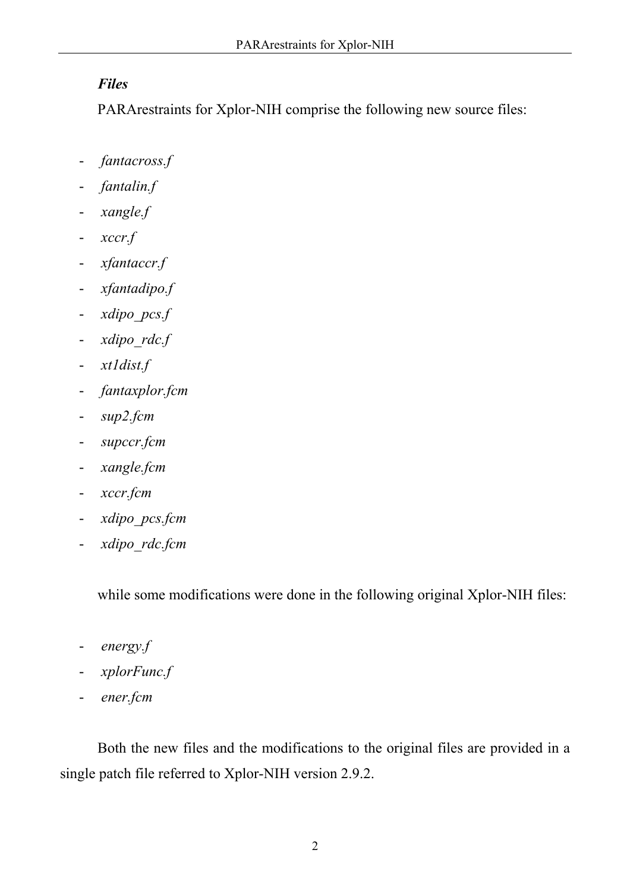### *Files*

PARArestraints for Xplor-NIH comprise the following new source files:

- *fantacross.f*
- *fantalin.f*
- *xangle.f*
- *xccr.f*
- *xfantaccr.f*
- *xfantadipo.f*
- *xdipo_pcs.f*
- *xdipo_rdc.f*
- *xt1dist.f*
- *fantaxplor.fcm*
- *sup2.fcm*
- *supccr.fcm*
- *xangle.fcm*
- *xccr.fcm*
- *xdipo_pcs.fcm*
- *xdipo_rdc.fcm*

while some modifications were done in the following original Xplor-NIH files:

- *energy.f*
- *xplorFunc.f*
- *ener.fcm*

Both the new files and the modifications to the original files are provided in a single patch file referred to Xplor-NIH version 2.9.2.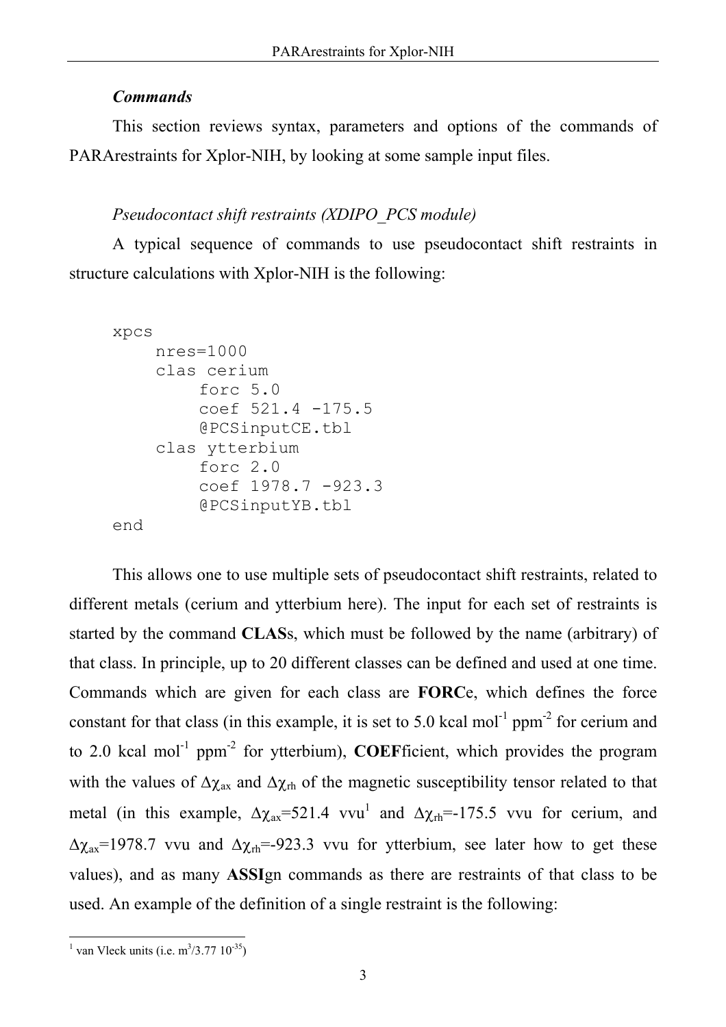### *Commands*

This section reviews syntax, parameters and options of the commands of PARArestraints for Xplor-NIH, by looking at some sample input files.

#### *Pseudocontact shift restraints (XDIPO_PCS module)*

A typical sequence of commands to use pseudocontact shift restraints in structure calculations with Xplor-NIH is the following:

```
xpcs
    nres=1000
    clas cerium
        forc 5.0
        coef 521.4 -175.5
        @PCSinputCE.tbl
    clas ytterbium
        forc 2.0
        coef 1978.7 -923.3
        @PCSinputYB.tbl
end
```

This allows one to use multiple sets of pseudocontact shift restraints, related to different metals (cerium and ytterbium here). The input for each set of restraints is started by the command **CLAS**s, which must be followed by the name (arbitrary) of that class. In principle, up to 20 different classes can be defined and used at one time. Commands which are given for each class are **FORC**e, which defines the force constant for that class (in this example, it is set to 5.0 kcal mol$^{-1}$ ppm$^{-2}$ for cerium and to 2.0 kcal mol$^{-1}$ ppm$^{-2}$ for ytterbium), **COEF**ficient, which provides the program with the values of $\Delta\chi_{ax}$ and $\Delta\chi_{rh}$ of the magnetic susceptibility tensor related to that metal (in this example, $\Delta\chi_{ax}$=521.4 vvu[1] and $\Delta\chi_{rh}$=-175.5 vvu for cerium, and $\Delta\chi_{ax}$=1978.7 vvu and $\Delta\chi_{rh}$=-923.3 vvu for ytterbium, see later how to get these values), and as many **ASSI**gn commands as there are restraints of that class to be used. An example of the definition of a single restraint is the following:

[1] van Vleck units (i.e. m$^3$/3.77 10$^{-35}$)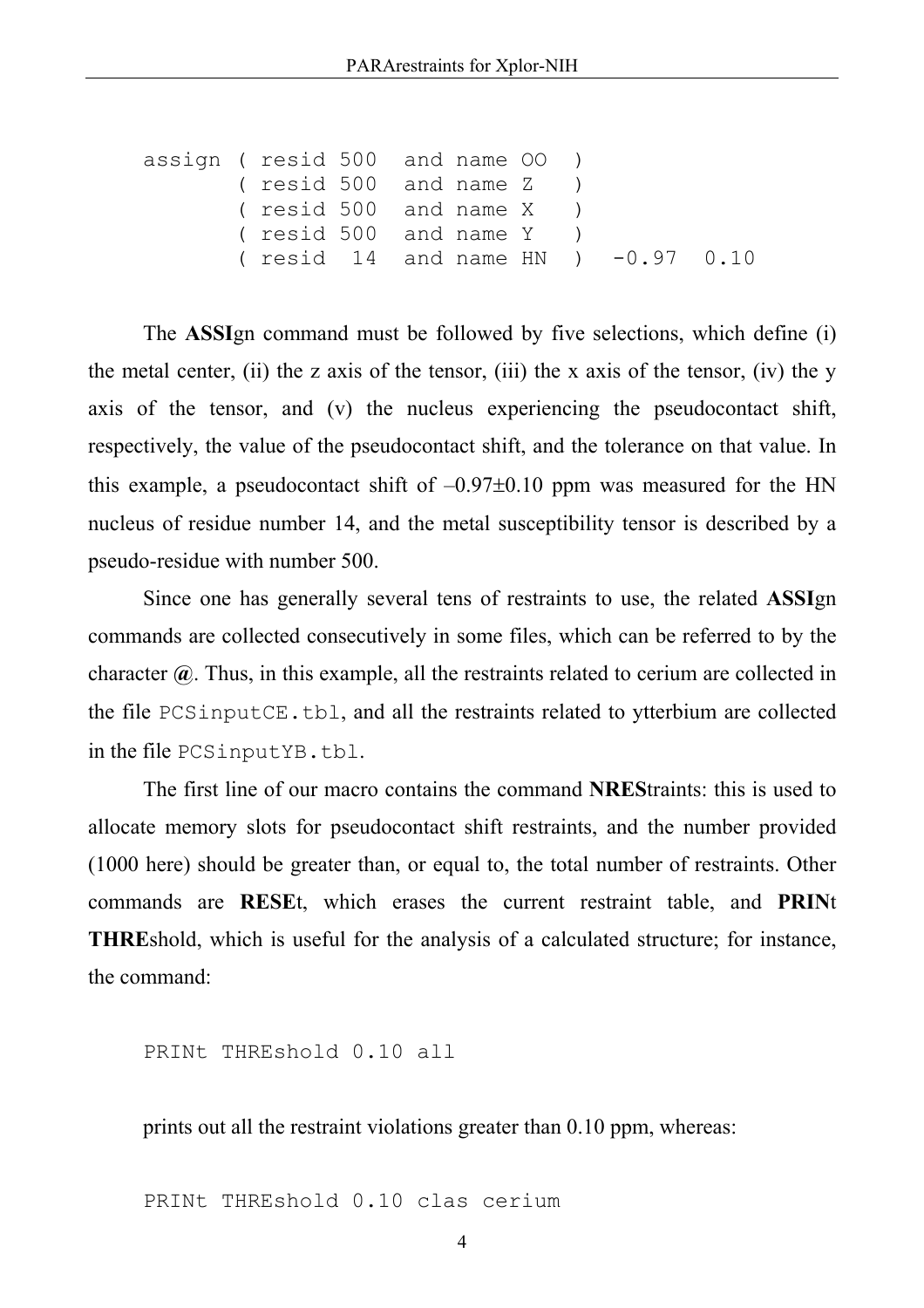```
assign ( resid 500  and name OO  )
       ( resid 500  and name Z   )
       ( resid 500  and name X   )
       ( resid 500  and name Y   )
       ( resid  14  and name HN  )  -0.97  0.10
```

The **ASSI**gn command must be followed by five selections, which define (i) the metal center, (ii) the z axis of the tensor, (iii) the x axis of the tensor, (iv) the y axis of the tensor, and (v) the nucleus experiencing the pseudocontact shift, respectively, the value of the pseudocontact shift, and the tolerance on that value. In this example, a pseudocontact shift of –0.97±0.10 ppm was measured for the HN nucleus of residue number 14, and the metal susceptibility tensor is described by a pseudo-residue with number 500.

Since one has generally several tens of restraints to use, the related **ASSI**gn commands are collected consecutively in some files, which can be referred to by the character **@**. Thus, in this example, all the restraints related to cerium are collected in the file `PCSinputCE.tbl`, and all the restraints related to ytterbium are collected in the file `PCSinputYB.tbl`.

The first line of our macro contains the command **NRES**traints: this is used to allocate memory slots for pseudocontact shift restraints, and the number provided (1000 here) should be greater than, or equal to, the total number of restraints. Other commands are **RESE**t, which erases the current restraint table, and **PRIN**t **THRE**shold, which is useful for the analysis of a calculated structure; for instance, the command:

```
PRINt THREshold 0.10 all
```

prints out all the restraint violations greater than 0.10 ppm, whereas:

```
PRINt THREshold 0.10 clas cerium
```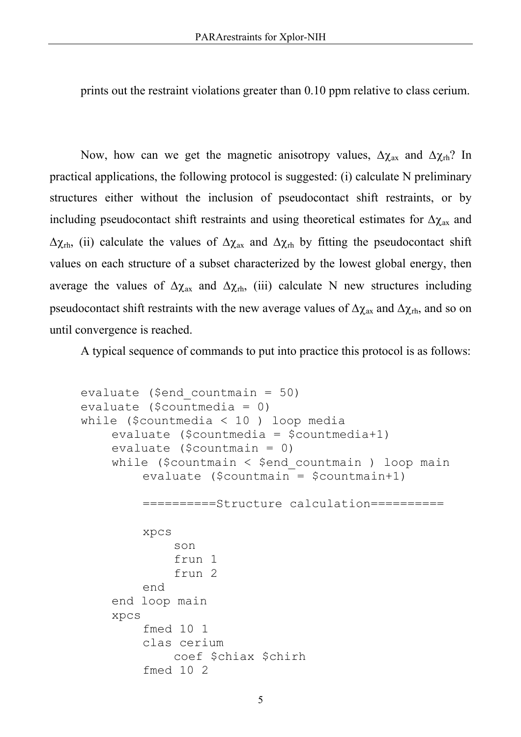prints out the restraint violations greater than 0.10 ppm relative to class cerium.

Now, how can we get the magnetic anisotropy values, $\Delta\chi_{ax}$ and $\Delta\chi_{rh}$? In practical applications, the following protocol is suggested: (i) calculate N preliminary structures either without the inclusion of pseudocontact shift restraints, or by including pseudocontact shift restraints and using theoretical estimates for $\Delta\chi_{ax}$ and $\Delta\chi_{rh}$, (ii) calculate the values of $\Delta\chi_{ax}$ and $\Delta\chi_{rh}$ by fitting the pseudocontact shift values on each structure of a subset characterized by the lowest global energy, then average the values of $\Delta\chi_{ax}$ and $\Delta\chi_{rh}$, (iii) calculate N new structures including pseudocontact shift restraints with the new average values of $\Delta\chi_{ax}$ and $\Delta\chi_{rh}$, and so on until convergence is reached.

A typical sequence of commands to put into practice this protocol is as follows:

```
evaluate ($end_countmain = 50)
evaluate ($countmedia = 0)
while ($countmedia < 10 ) loop media
    evaluate ($countmedia = $countmedia+1)
    evaluate ($countmain = 0)
    while ($countmain < $end_countmain ) loop main
        evaluate ($countmain = $countmain+1)

        ==========Structure calculation==========

        xpcs
            son
            frun 1
            frun 2
        end
    end loop main
    xpcs
        fmed 10 1
        clas cerium
            coef $chiax $chirh
        fmed 10 2
```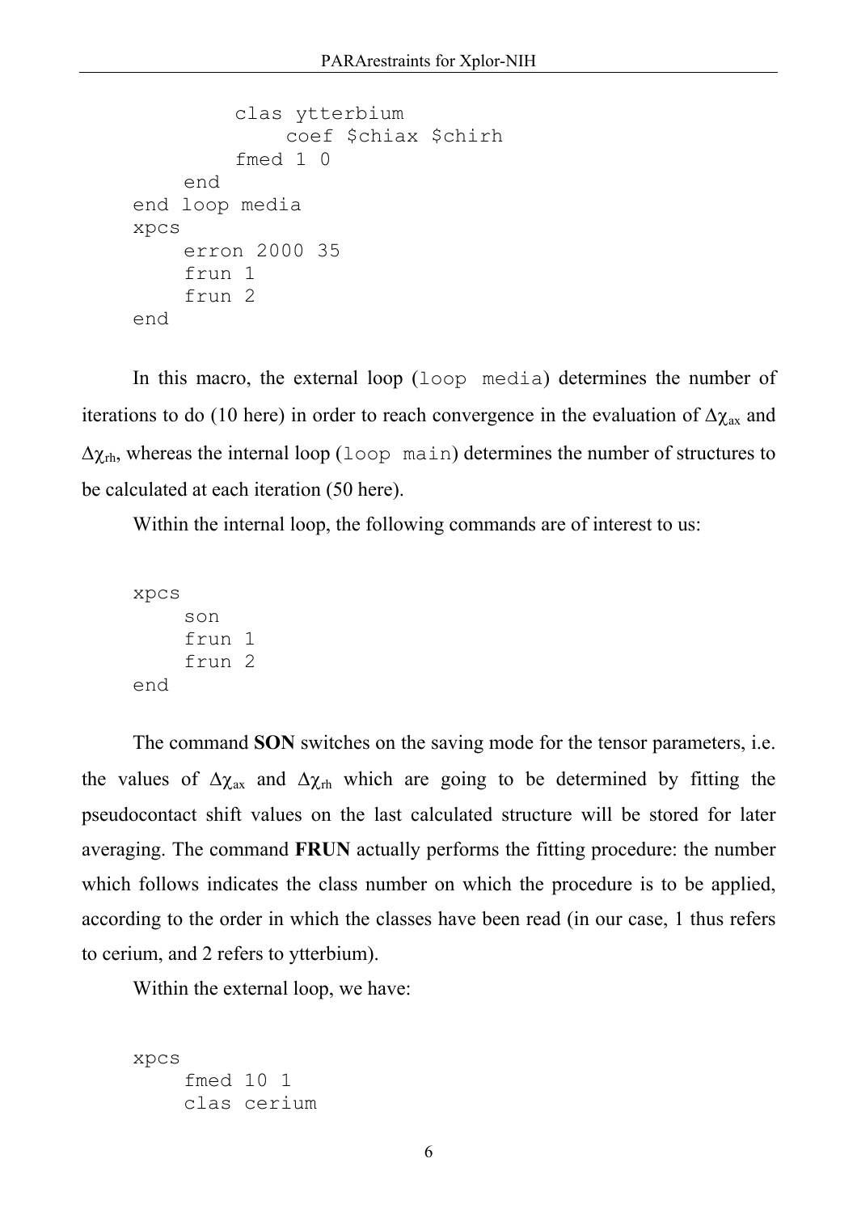```
          clas ytterbium
              coef $chiax $chirh
          fmed 1 0
      end
end loop media
xpcs
      erron 2000 35
      frun 1
      frun 2
end
```

In this macro, the external loop (`loop media`) determines the number of iterations to do (10 here) in order to reach convergence in the evaluation of $\Delta\chi_{ax}$ and $\Delta\chi_{rh}$, whereas the internal loop (`loop main`) determines the number of structures to be calculated at each iteration (50 here).

Within the internal loop, the following commands are of interest to us:

```
xpcs
      son
      frun 1
      frun 2
end
```

The command **SON** switches on the saving mode for the tensor parameters, i.e. the values of $\Delta\chi_{ax}$ and $\Delta\chi_{rh}$ which are going to be determined by fitting the pseudocontact shift values on the last calculated structure will be stored for later averaging. The command **FRUN** actually performs the fitting procedure: the number which follows indicates the class number on which the procedure is to be applied, according to the order in which the classes have been read (in our case, 1 thus refers to cerium, and 2 refers to ytterbium).

Within the external loop, we have:

```
xpcs
      fmed 10 1
      clas cerium
```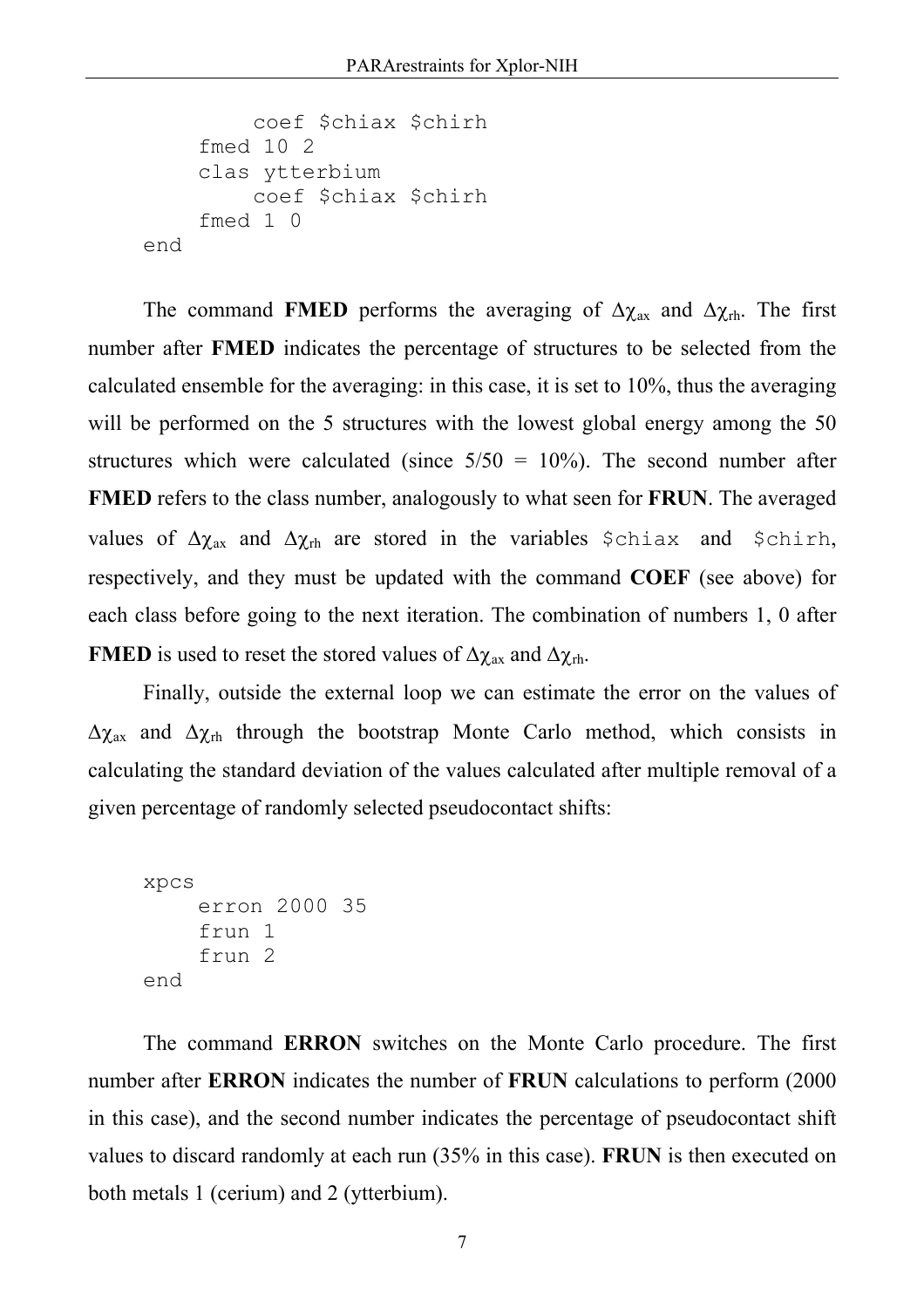```
        coef $chiax $chirh
    fmed 10 2
    clas ytterbium
        coef $chiax $chirh
    fmed 1 0
end
```

The command **FMED** performs the averaging of $\Delta\chi_{ax}$ and $\Delta\chi_{rh}$. The first number after **FMED** indicates the percentage of structures to be selected from the calculated ensemble for the averaging: in this case, it is set to 10%, thus the averaging will be performed on the 5 structures with the lowest global energy among the 50 structures which were calculated (since 5/50 = 10%). The second number after **FMED** refers to the class number, analogously to what seen for **FRUN**. The averaged values of $\Delta\chi_{ax}$ and $\Delta\chi_{rh}$ are stored in the variables `$chiax` and `$chirh`, respectively, and they must be updated with the command **COEF** (see above) for each class before going to the next iteration. The combination of numbers 1, 0 after **FMED** is used to reset the stored values of $\Delta\chi_{ax}$ and $\Delta\chi_{rh}$.

Finally, outside the external loop we can estimate the error on the values of $\Delta\chi_{ax}$ and $\Delta\chi_{rh}$ through the bootstrap Monte Carlo method, which consists in calculating the standard deviation of the values calculated after multiple removal of a given percentage of randomly selected pseudocontact shifts:

```
xpcs
    erron 2000 35
    frun 1
    frun 2
end
```

The command **ERRON** switches on the Monte Carlo procedure. The first number after **ERRON** indicates the number of **FRUN** calculations to perform (2000 in this case), and the second number indicates the percentage of pseudocontact shift values to discard randomly at each run (35% in this case). **FRUN** is then executed on both metals 1 (cerium) and 2 (ytterbium).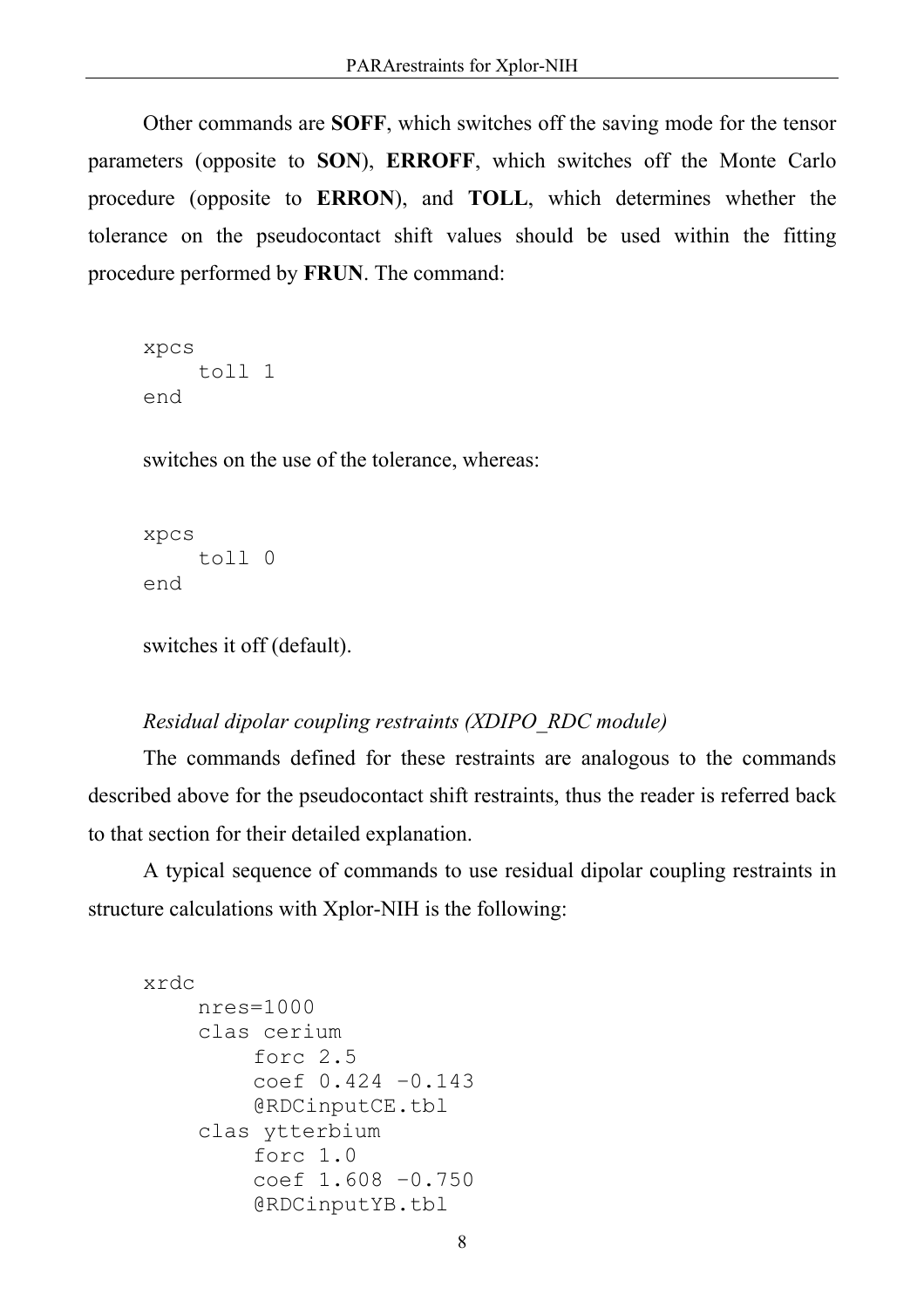Other commands are **SOFF**, which switches off the saving mode for the tensor parameters (opposite to **SON**), **ERROFF**, which switches off the Monte Carlo procedure (opposite to **ERRON**), and **TOLL**, which determines whether the tolerance on the pseudocontact shift values should be used within the fitting procedure performed by **FRUN**. The command:

```
xpcs
    toll 1
end
```

switches on the use of the tolerance, whereas:

```
xpcs
    toll 0
end
```

switches it off (default).

*Residual dipolar coupling restraints (XDIPO_RDC module)*

The commands defined for these restraints are analogous to the commands described above for the pseudocontact shift restraints, thus the reader is referred back to that section for their detailed explanation.

A typical sequence of commands to use residual dipolar coupling restraints in structure calculations with Xplor-NIH is the following:

```
xrdc
    nres=1000
    clas cerium
        forc 2.5
        coef 0.424 -0.143
        @RDCinputCE.tbl
    clas ytterbium
        forc 1.0
        coef 1.608 -0.750
        @RDCinputYB.tbl
```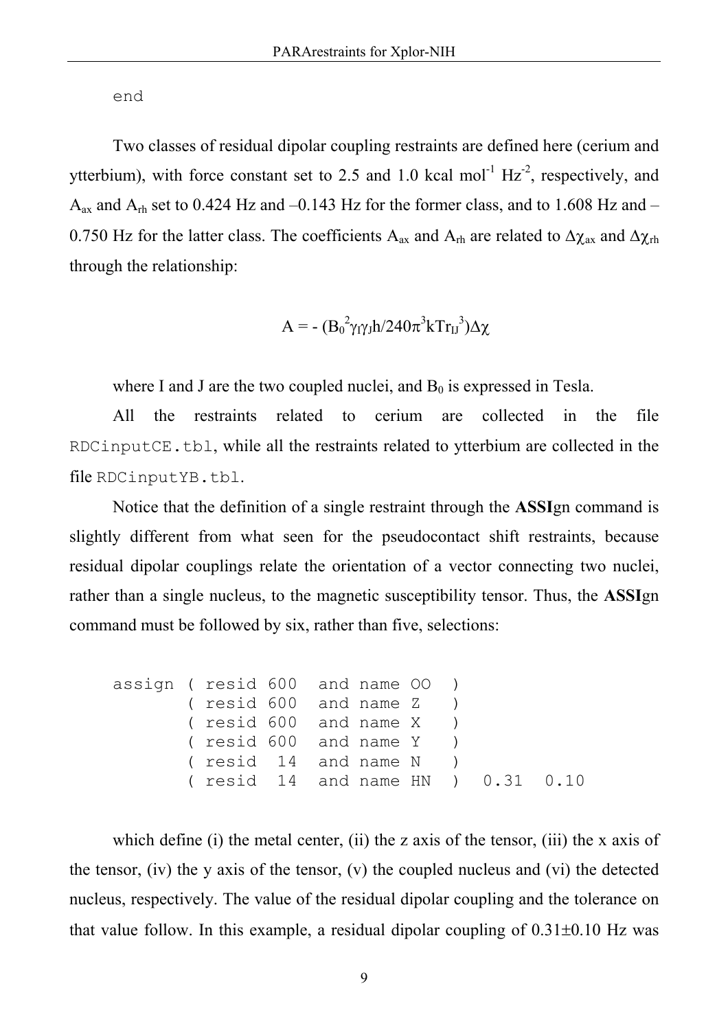```
end
```

Two classes of residual dipolar coupling restraints are defined here (cerium and ytterbium), with force constant set to 2.5 and 1.0 kcal $mol^{-1}$ $Hz^{-2}$, respectively, and $A_{ax}$ and $A_{rh}$ set to 0.424 Hz and –0.143 Hz for the former class, and to 1.608 Hz and –0.750 Hz for the latter class. The coefficients $A_{ax}$ and $A_{rh}$ are related to $\Delta\chi_{ax}$ and $\Delta\chi_{rh}$ through the relationship:

$$A = - (B_0^2\gamma_I\gamma_J h/240\pi^3 kTr_{IJ}^3)\Delta\chi$$

where I and J are the two coupled nuclei, and $B_0$ is expressed in Tesla.

All the restraints related to cerium are collected in the file `RDCinputCE.tbl`, while all the restraints related to ytterbium are collected in the file `RDCinputYB.tbl`.

Notice that the definition of a single restraint through the **ASSI**gn command is slightly different from what seen for the pseudocontact shift restraints, because residual dipolar couplings relate the orientation of a vector connecting two nuclei, rather than a single nucleus, to the magnetic susceptibility tensor. Thus, the **ASSI**gn command must be followed by six, rather than five, selections:

```
assign ( resid 600  and name OO  )
       ( resid 600  and name Z   )
       ( resid 600  and name X   )
       ( resid 600  and name Y   )
       ( resid  14  and name N   )
       ( resid  14  and name HN  )  0.31  0.10
```

which define (i) the metal center, (ii) the z axis of the tensor, (iii) the x axis of the tensor, (iv) the y axis of the tensor, (v) the coupled nucleus and (vi) the detected nucleus, respectively. The value of the residual dipolar coupling and the tolerance on that value follow. In this example, a residual dipolar coupling of 0.31±0.10 Hz was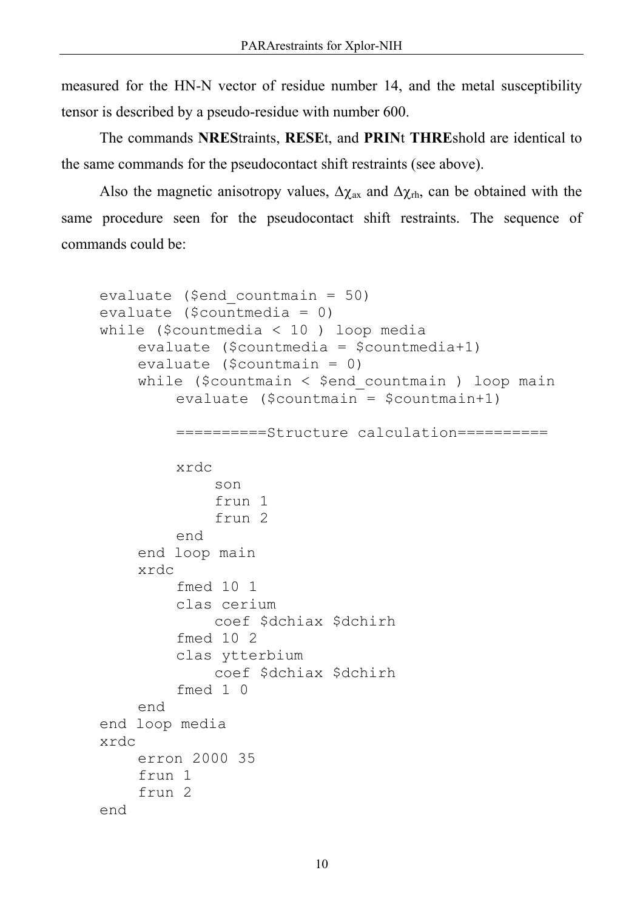measured for the HN-N vector of residue number 14, and the metal susceptibility tensor is described by a pseudo-residue with number 600.

The commands **NRES**traints, **RESE**t, and **PRIN**t **THRE**shold are identical to the same commands for the pseudocontact shift restraints (see above).

Also the magnetic anisotropy values, $\Delta\chi_{ax}$ and $\Delta\chi_{rh}$, can be obtained with the same procedure seen for the pseudocontact shift restraints. The sequence of commands could be:

```
evaluate ($end_countmain = 50)
evaluate ($countmedia = 0)
while ($countmedia < 10 ) loop media
    evaluate ($countmedia = $countmedia+1)
    evaluate ($countmain = 0)
    while ($countmain < $end_countmain ) loop main
        evaluate ($countmain = $countmain+1)

        ==========Structure calculation==========

        xrdc
            son
            frun 1
            frun 2
        end
    end loop main
    xrdc
        fmed 10 1
        clas cerium
            coef $dchiax $dchirh
        fmed 10 2
        clas ytterbium
            coef $dchiax $dchirh
        fmed 1 0
    end
end loop media
xrdc
    erron 2000 35
    frun 1
    frun 2
end
```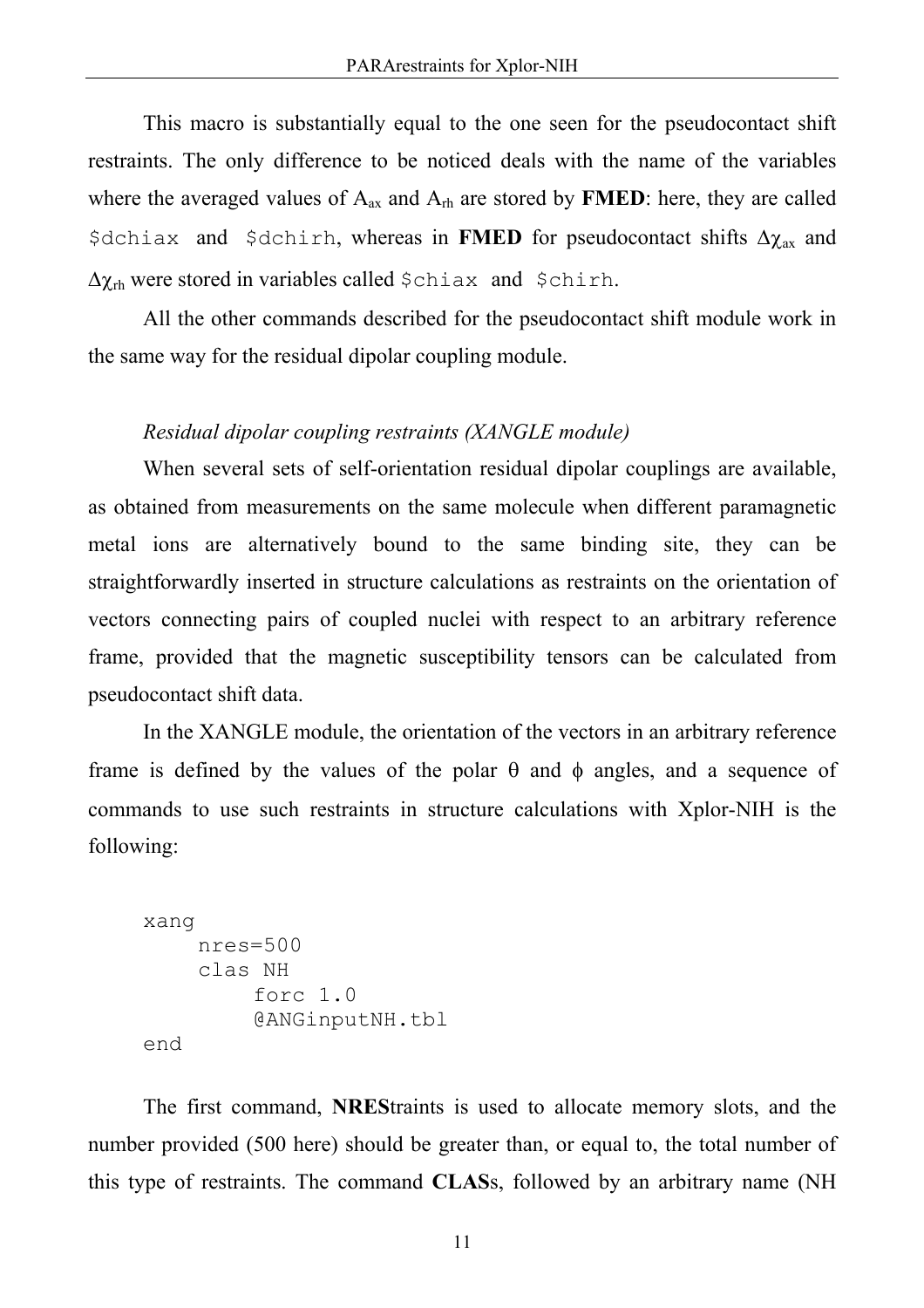This macro is substantially equal to the one seen for the pseudocontact shift restraints. The only difference to be noticed deals with the name of the variables where the averaged values of $A_{ax}$ and $A_{rh}$ are stored by **FMED**: here, they are called `$dchiax` and `$dchirh`, whereas in **FMED** for pseudocontact shifts $\Delta\chi_{ax}$ and $\Delta\chi_{rh}$ were stored in variables called `$chiax` and `$chirh`.

All the other commands described for the pseudocontact shift module work in the same way for the residual dipolar coupling module.

*Residual dipolar coupling restraints (XANGLE module)*

When several sets of self-orientation residual dipolar couplings are available, as obtained from measurements on the same molecule when different paramagnetic metal ions are alternatively bound to the same binding site, they can be straightforwardly inserted in structure calculations as restraints on the orientation of vectors connecting pairs of coupled nuclei with respect to an arbitrary reference frame, provided that the magnetic susceptibility tensors can be calculated from pseudocontact shift data.

In the XANGLE module, the orientation of the vectors in an arbitrary reference frame is defined by the values of the polar $\theta$ and $\phi$ angles, and a sequence of commands to use such restraints in structure calculations with Xplor-NIH is the following:

```
xang
    nres=500
    clas NH
        forc 1.0
        @ANGinputNH.tbl
end
```

The first command, **NRES**traints is used to allocate memory slots, and the number provided (500 here) should be greater than, or equal to, the total number of this type of restraints. The command **CLAS**s, followed by an arbitrary name (NH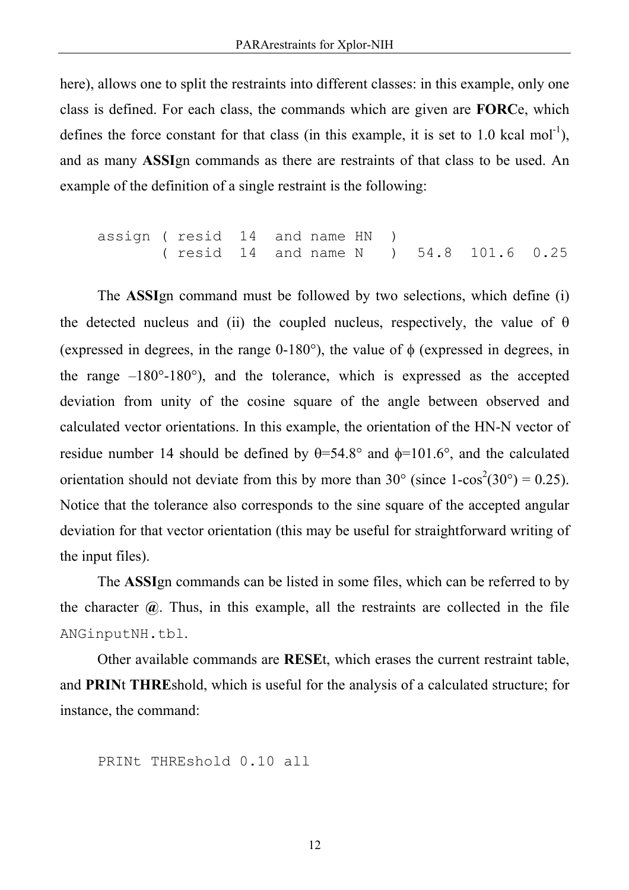here), allows one to split the restraints into different classes: in this example, only one class is defined. For each class, the commands which are given are **FORC**e, which defines the force constant for that class (in this example, it is set to 1.0 kcal mol$^{-1}$), and as many **ASSI**gn commands as there are restraints of that class to be used. An example of the definition of a single restraint is the following:

```
assign ( resid  14  and name HN  )
       ( resid  14  and name N   )  54.8  101.6  0.25
```

The **ASSI**gn command must be followed by two selections, which define (i) the detected nucleus and (ii) the coupled nucleus, respectively, the value of $\theta$ (expressed in degrees, in the range 0-180°), the value of $\phi$ (expressed in degrees, in the range –180°-180°), and the tolerance, which is expressed as the accepted deviation from unity of the cosine square of the angle between observed and calculated vector orientations. In this example, the orientation of the HN-N vector of residue number 14 should be defined by $\theta$=54.8° and $\phi$=101.6°, and the calculated orientation should not deviate from this by more than 30° (since $1\text{-}\cos^2(30°) = 0.25$). Notice that the tolerance also corresponds to the sine square of the accepted angular deviation for that vector orientation (this may be useful for straightforward writing of the input files).

The **ASSI**gn commands can be listed in some files, which can be referred to by the character **@**. Thus, in this example, all the restraints are collected in the file `ANGinputNH.tbl`.

Other available commands are **RESE**t, which erases the current restraint table, and **PRIN**t **THRE**shold, which is useful for the analysis of a calculated structure; for instance, the command:

```
PRINt THREshold 0.10 all
```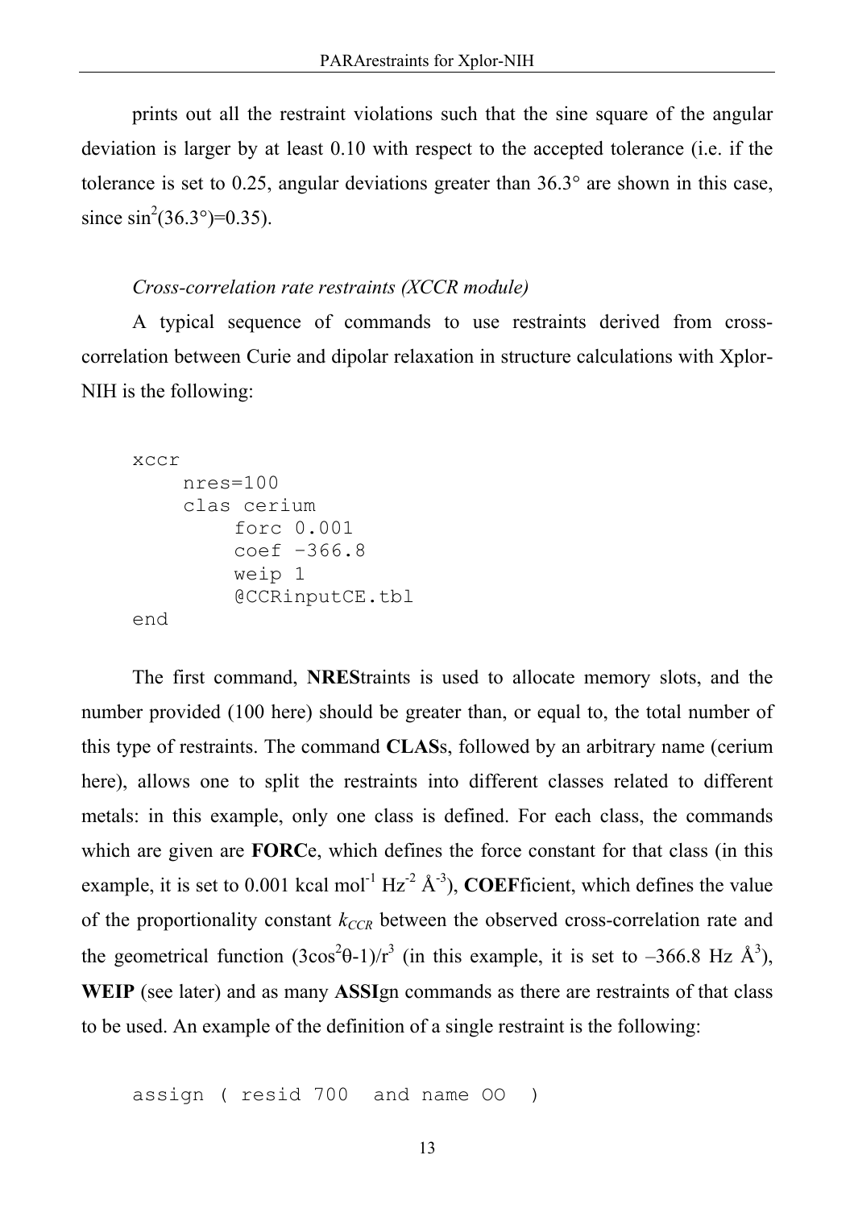prints out all the restraint violations such that the sine square of the angular deviation is larger by at least 0.10 with respect to the accepted tolerance (i.e. if the tolerance is set to 0.25, angular deviations greater than 36.3° are shown in this case, since $\sin^2(36.3°)=0.35$).

*Cross-correlation rate restraints (XCCR module)*

A typical sequence of commands to use restraints derived from cross-correlation between Curie and dipolar relaxation in structure calculations with Xplor-NIH is the following:

```
xccr
    nres=100
    clas cerium
        forc 0.001
        coef –366.8
        weip 1
        @CCRinputCE.tbl
end
```

The first command, **NRES**traints is used to allocate memory slots, and the number provided (100 here) should be greater than, or equal to, the total number of this type of restraints. The command **CLAS**s, followed by an arbitrary name (cerium here), allows one to split the restraints into different classes related to different metals: in this example, only one class is defined. For each class, the commands which are given are **FORC**e, which defines the force constant for that class (in this example, it is set to 0.001 kcal $mol^{-1}$ $Hz^{-2}$ $Å^{-3}$), **COEF**ficient, which defines the value of the proportionality constant $k_{CCR}$ between the observed cross-correlation rate and the geometrical function $(3\cos^2\theta-1)/r^3$ (in this example, it is set to –366.8 Hz $Å^3$), **WEIP** (see later) and as many **ASSI**gn commands as there are restraints of that class to be used. An example of the definition of a single restraint is the following:

```
assign ( resid 700  and name OO  )
```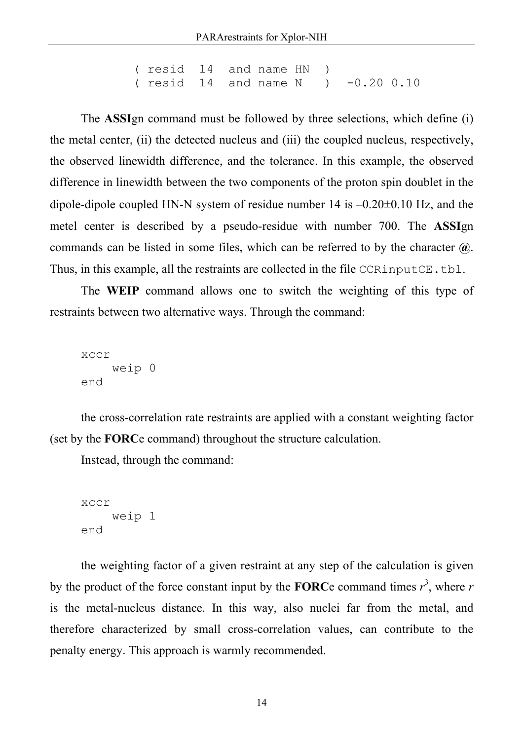```
( resid  14  and name HN  )
( resid  14  and name N   )  -0.20 0.10
```

The **ASSI**gn command must be followed by three selections, which define (i) the metal center, (ii) the detected nucleus and (iii) the coupled nucleus, respectively, the observed linewidth difference, and the tolerance. In this example, the observed difference in linewidth between the two components of the proton spin doublet in the dipole-dipole coupled HN-N system of residue number 14 is –0.20±0.10 Hz, and the metel center is described by a pseudo-residue with number 700. The **ASSI**gn commands can be listed in some files, which can be referred to by the character **@**. Thus, in this example, all the restraints are collected in the file `CCRinputCE.tbl`.

The **WEIP** command allows one to switch the weighting of this type of restraints between two alternative ways. Through the command:

```
xccr
    weip 0
end
```

the cross-correlation rate restraints are applied with a constant weighting factor (set by the **FORC**e command) throughout the structure calculation.

Instead, through the command:

```
xccr
    weip 1
end
```

the weighting factor of a given restraint at any step of the calculation is given by the product of the force constant input by the **FORC**e command times $r^3$, where $r$ is the metal-nucleus distance. In this way, also nuclei far from the metal, and therefore characterized by small cross-correlation values, can contribute to the penalty energy. This approach is warmly recommended.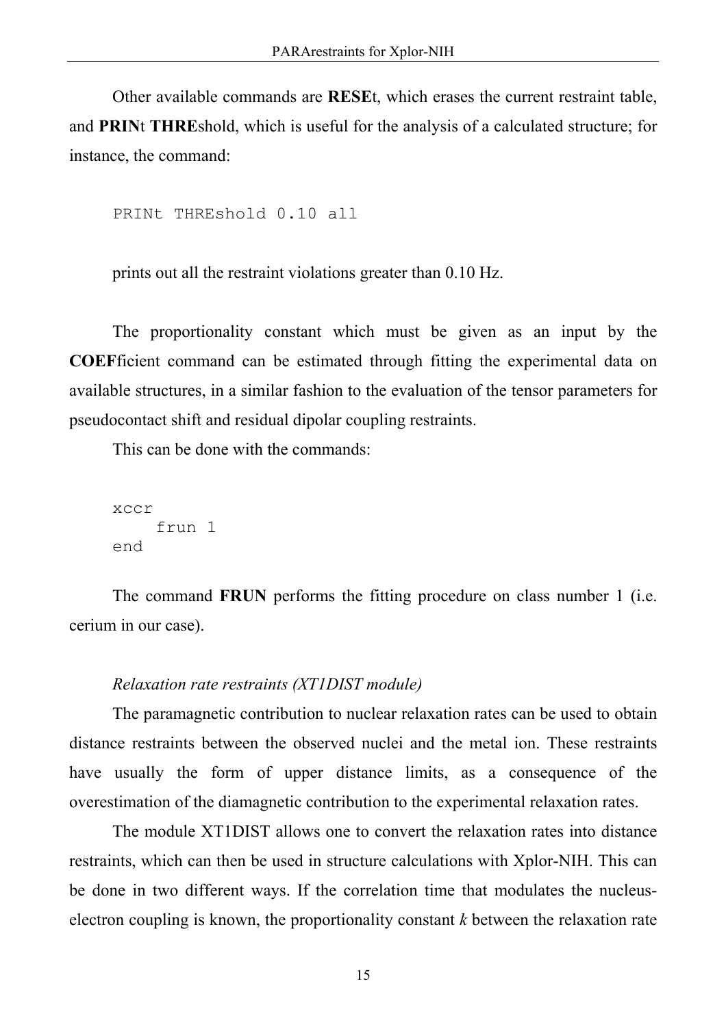Other available commands are **RESE**t, which erases the current restraint table, and **PRIN**t **THRE**shold, which is useful for the analysis of a calculated structure; for instance, the command:

```
PRINt THREshold 0.10 all
```

prints out all the restraint violations greater than 0.10 Hz.

The proportionality constant which must be given as an input by the **COEF**ficient command can be estimated through fitting the experimental data on available structures, in a similar fashion to the evaluation of the tensor parameters for pseudocontact shift and residual dipolar coupling restraints.

This can be done with the commands:

```
xccr
    frun 1
end
```

The command **FRUN** performs the fitting procedure on class number 1 (i.e. cerium in our case).

*Relaxation rate restraints (XT1DIST module)*

The paramagnetic contribution to nuclear relaxation rates can be used to obtain distance restraints between the observed nuclei and the metal ion. These restraints have usually the form of upper distance limits, as a consequence of the overestimation of the diamagnetic contribution to the experimental relaxation rates.

The module XT1DIST allows one to convert the relaxation rates into distance restraints, which can then be used in structure calculations with Xplor-NIH. This can be done in two different ways. If the correlation time that modulates the nucleus-electron coupling is known, the proportionality constant $k$ between the relaxation rate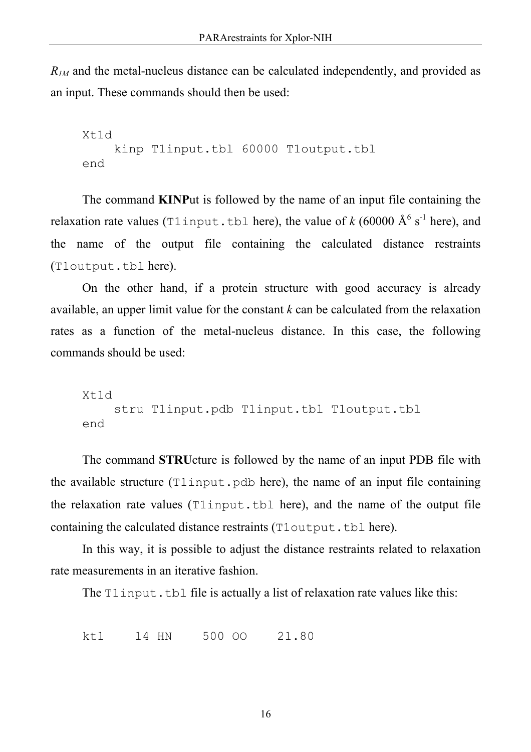$R_{1M}$ and the metal-nucleus distance can be calculated independently, and provided as an input. These commands should then be used:

```
Xt1d
     kinp T1input.tbl 60000 T1output.tbl
end
```

The command **KINP**ut is followed by the name of an input file containing the relaxation rate values (`T1input.tbl` here), the value of *k* (60000 $Å^6$ $s^{-1}$ here), and the name of the output file containing the calculated distance restraints (`T1output.tbl` here).

On the other hand, if a protein structure with good accuracy is already available, an upper limit value for the constant *k* can be calculated from the relaxation rates as a function of the metal-nucleus distance. In this case, the following commands should be used:

```
Xt1d
     stru T1input.pdb T1input.tbl T1output.tbl
end
```

The command **STRU**cture is followed by the name of an input PDB file with the available structure (`T1input.pdb` here), the name of an input file containing the relaxation rate values (`T1input.tbl` here), and the name of the output file containing the calculated distance restraints (`T1output.tbl` here).

In this way, it is possible to adjust the distance restraints related to relaxation rate measurements in an iterative fashion.

The `T1input.tbl` file is actually a list of relaxation rate values like this:

```
kt1     14 HN     500 OO     21.80
```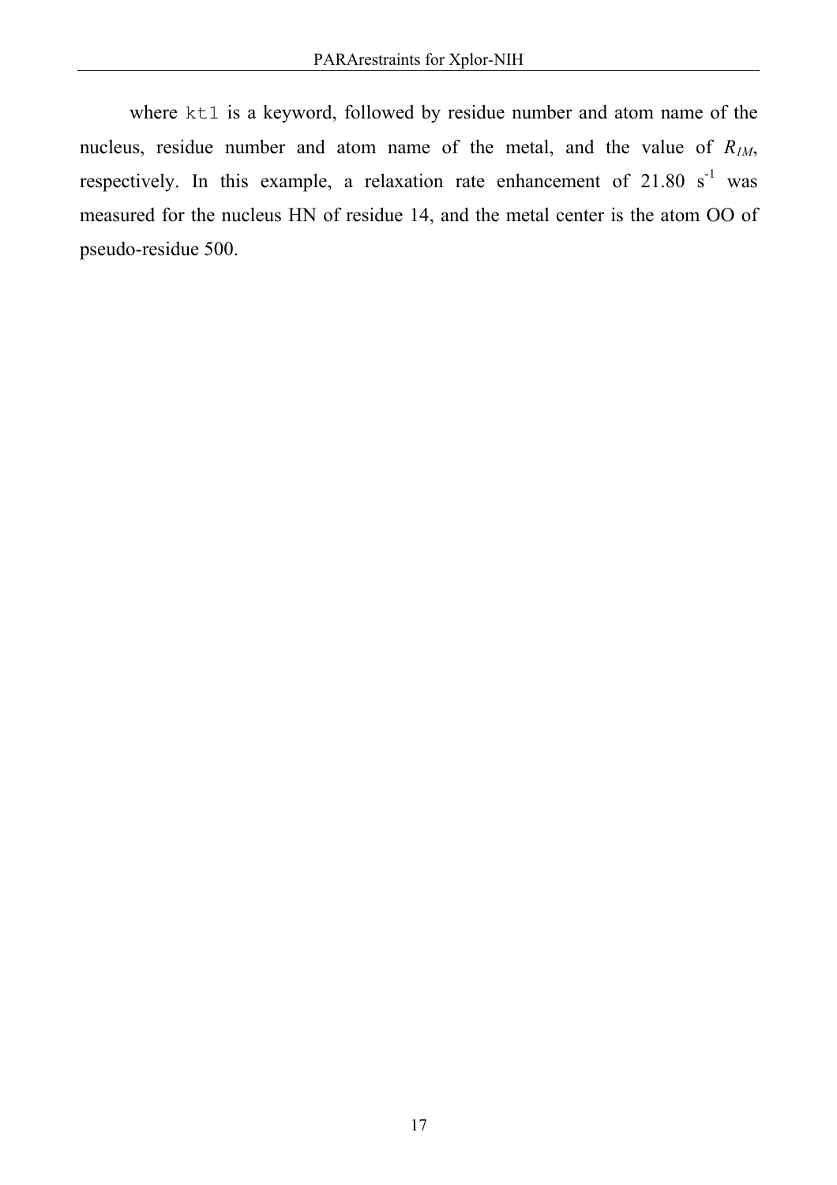where `kt1` is a keyword, followed by residue number and atom name of the nucleus, residue number and atom name of the metal, and the value of $R_{1M}$, respectively. In this example, a relaxation rate enhancement of 21.80 $s^{-1}$ was measured for the nucleus HN of residue 14, and the metal center is the atom OO of pseudo-residue 500.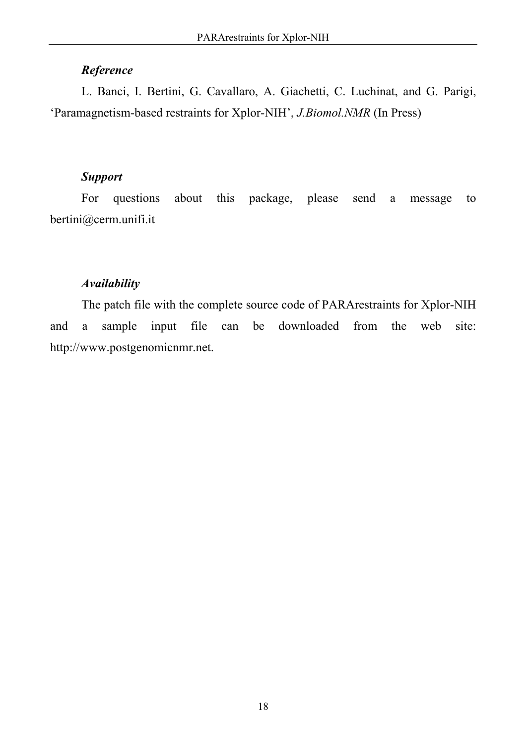***Reference***

L. Banci, I. Bertini, G. Cavallaro, A. Giachetti, C. Luchinat, and G. Parigi, 'Paramagnetism-based restraints for Xplor-NIH', *J.Biomol.NMR* (In Press)

***Support***

For questions about this package, please send a message to bertini@cerm.unifi.it

***Availability***

The patch file with the complete source code of PARArestraints for Xplor-NIH and a sample input file can be downloaded from the web site: http://www.postgenomicnmr.net.